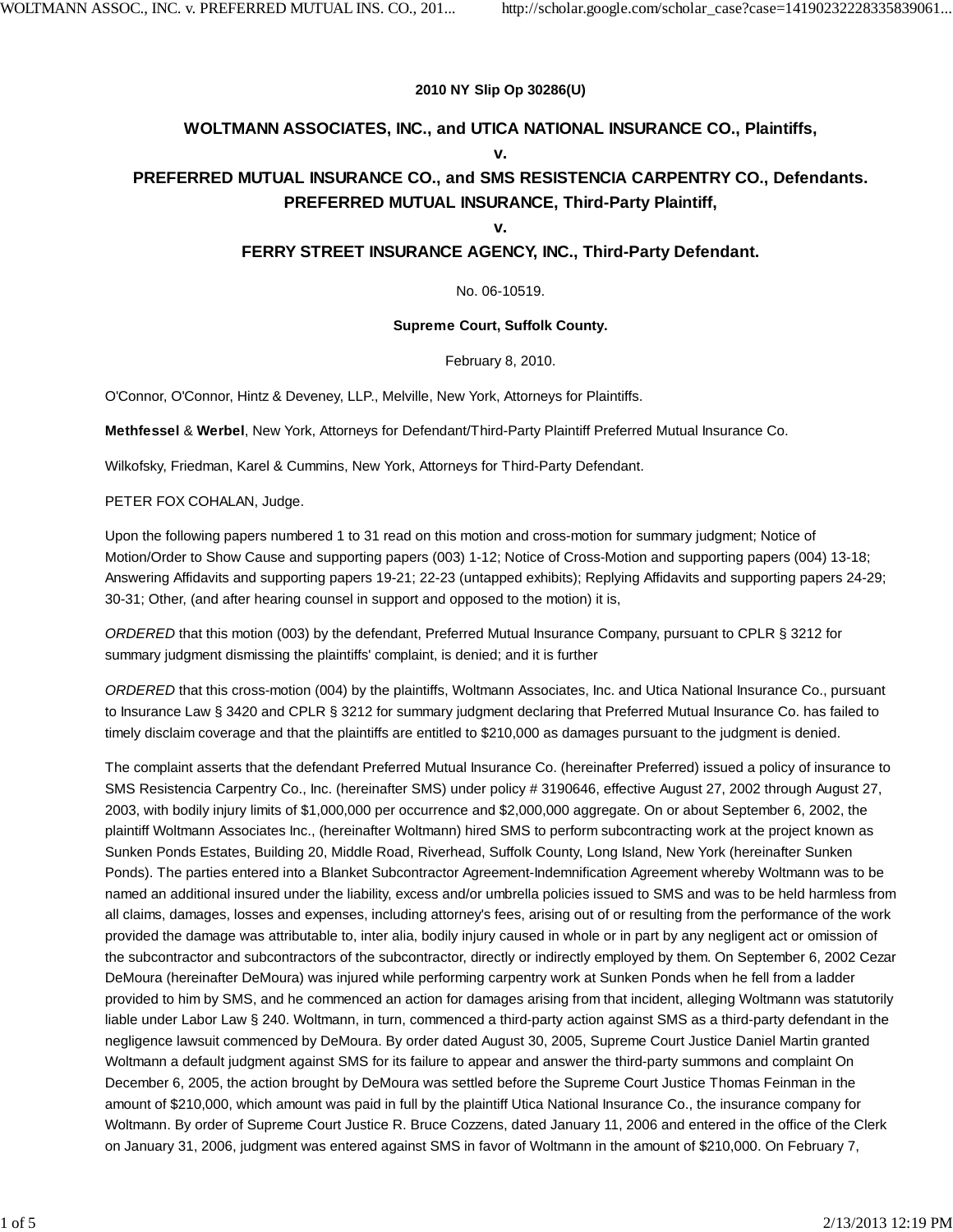**2010 NY Slip Op 30286(U)**

## WOLTMANN ASSOCIATES, INC., and UTICA NATIONAL INSURANCE CO., Plaintiffs,

## v.

## PREFERRED MUTUAL INSURANCE CO., and SMS RESISTENCIA CARPENTRY CO., Defendants.

## PREFERRED MUTUAL INSURANCE, Third-Party Plaintiff,

## v.

## FERRY STREET INSURANCE AGENCY, INC., Third-Party Defendant.

No. 06-10519.

**Supreme Court, Suffolk County.**

February 8, 2010.

O'Connor, O'Connor, Hintz & Deveney, LLP., Melville, New York, Attorneys for Plaintiffs.

**Methfessel** & **Werbel**, New York, Attorneys for Defendant/Third-Party Plaintiff Preferred Mutual Insurance Co.

Wilkofsky, Friedman, Karel & Cummins, New York, Attorneys for Third-Party Defendant.

PETER FOX COHALAN, Judge.

Upon the following papers numbered 1 to 31 read on this motion and cross-motion for summary judgment; Notice of Motion/Order to Show Cause and supporting papers (003) 1-12; Notice of Cross-Motion and supporting papers (004) 13-18; Answering Affidavits and supporting papers 19-21; 22-23 (untapped exhibits); Replying Affidavits and supporting papers 24-29; 30-31; Other, (and after hearing counsel in support and opposed to the motion) it is,

*ORDERED* that this motion (003) by the defendant, Preferred Mutual Insurance Company, pursuant to CPLR § 3212 for summary judgment dismissing the plaintiffs' complaint, is denied; and it is further

*ORDERED* that this cross-motion (004) by the plaintiffs, Woltmann Associates, Inc. and Utica National Insurance Co., pursuant to Insurance Law § 3420 and CPLR § 3212 for summary judgment declaring that Preferred Mutual Insurance Co. has failed to timely disclaim coverage and that the plaintiffs are entitled to $210,000 as damages pursuant to the judgment is denied.

The complaint asserts that the defendant Preferred Mutual Insurance Co. (hereinafter Preferred) issued a policy of insurance to SMS Resistencia Carpentry Co., Inc. (hereinafter SMS) under policy # 3190646, effective August 27, 2002 through August 27, 2003, with bodily injury limits of $1,000,000 per occurrence and $2,000,000 aggregate. On or about September 6, 2002, the plaintiff Woltmann Associates Inc., (hereinafter Woltmann) hired SMS to perform subcontracting work at the project known as Sunken Ponds Estates, Building 20, Middle Road, Riverhead, Suffolk County, Long Island, New York (hereinafter Sunken Ponds). The parties entered into a Blanket Subcontractor Agreement-Indemnification Agreement whereby Woltmann was to be named an additional insured under the liability, excess and/or umbrella policies issued to SMS and was to be held harmless from all claims, damages, losses and expenses, including attorney's fees, arising out of or resulting from the performance of the work provided the damage was attributable to, inter alia, bodily injury caused in whole or in part by any negligent act or omission of the subcontractor and subcontractors of the subcontractor, directly or indirectly employed by them. On September 6, 2002 Cezar DeMoura (hereinafter DeMoura) was injured while performing carpentry work at Sunken Ponds when he fell from a ladder provided to him by SMS, and he commenced an action for damages arising from that incident, alleging Woltmann was statutorily liable under Labor Law § 240. Woltmann, in turn, commenced a third-party action against SMS as a third-party defendant in the negligence lawsuit commenced by DeMoura. By order dated August 30, 2005, Supreme Court Justice Daniel Martin granted Woltmann a default judgment against SMS for its failure to appear and answer the third-party summons and complaint On December 6, 2005, the action brought by DeMoura was settled before the Supreme Court Justice Thomas Feinman in the amount of $210,000, which amount was paid in full by the plaintiff Utica National Insurance Co., the insurance company for Woltmann. By order of Supreme Court Justice R. Bruce Cozzens, dated January 11, 2006 and entered in the office of the Clerk on January 31, 2006, judgment was entered against SMS in favor of Woltmann in the amount of $210,000. On February 7,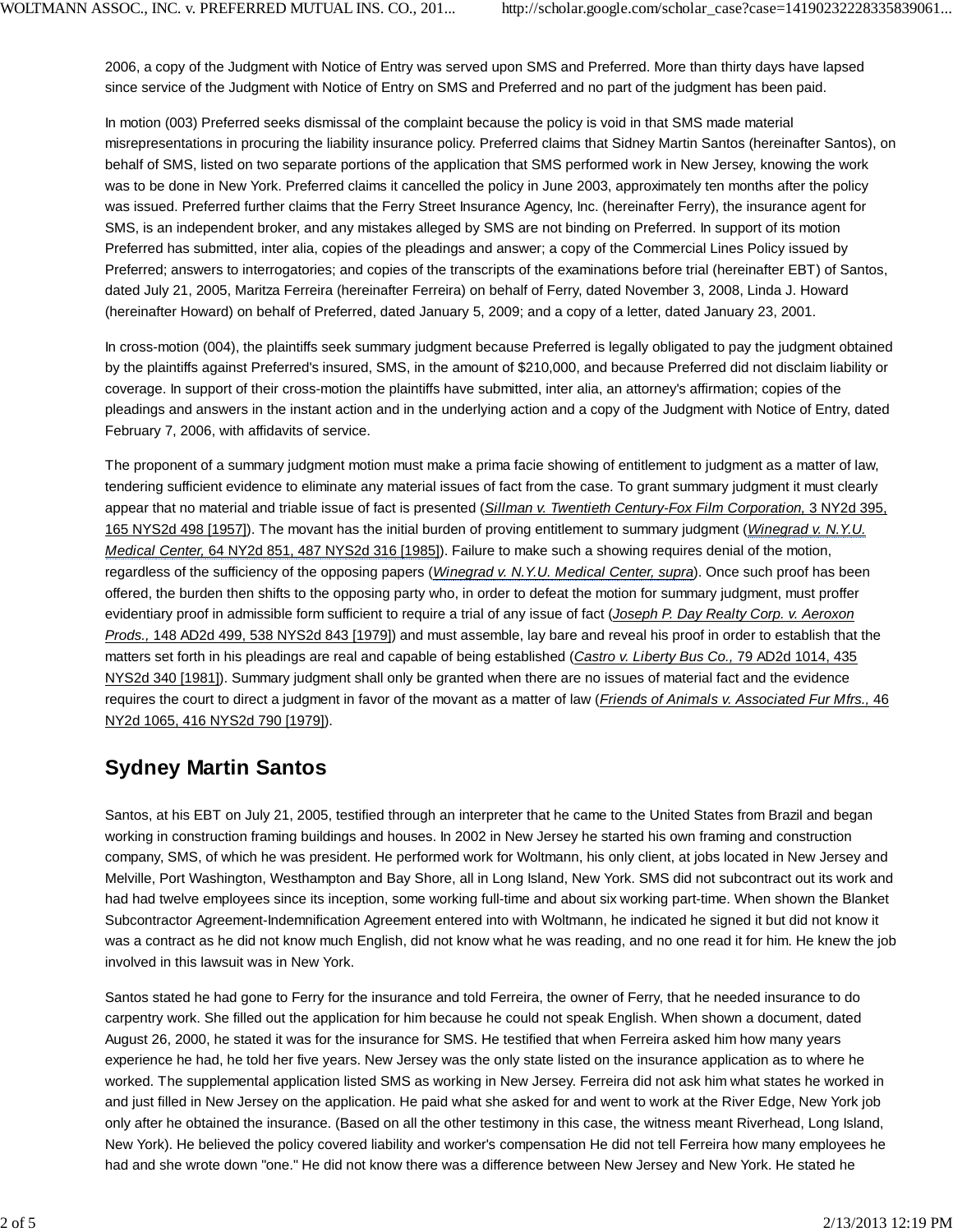2006, a copy of the Judgment with Notice of Entry was served upon SMS and Preferred. More than thirty days have lapsed since service of the Judgment with Notice of Entry on SMS and Preferred and no part of the judgment has been paid.

In motion (003) Preferred seeks dismissal of the complaint because the policy is void in that SMS made material misrepresentations in procuring the liability insurance policy. Preferred claims that Sidney Martin Santos (hereinafter Santos), on behalf of SMS, listed on two separate portions of the application that SMS performed work in New Jersey, knowing the work was to be done in New York. Preferred claims it cancelled the policy in June 2003, approximately ten months after the policy was issued. Preferred further claims that the Ferry Street Insurance Agency, Inc. (hereinafter Ferry), the insurance agent for SMS, is an independent broker, and any mistakes alleged by SMS are not binding on Preferred. In support of its motion Preferred has submitted, inter alia, copies of the pleadings and answer; a copy of the Commercial Lines Policy issued by Preferred; answers to interrogatories; and copies of the transcripts of the examinations before trial (hereinafter EBT) of Santos, dated July 21, 2005, Maritza Ferreira (hereinafter Ferreira) on behalf of Ferry, dated November 3, 2008, Linda J. Howard (hereinafter Howard) on behalf of Preferred, dated January 5, 2009; and a copy of a letter, dated January 23, 2001.

In cross-motion (004), the plaintiffs seek summary judgment because Preferred is legally obligated to pay the judgment obtained by the plaintiffs against Preferred's insured, SMS, in the amount of $210,000, and because Preferred did not disclaim liability or coverage. In support of their cross-motion the plaintiffs have submitted, inter alia, an attorney's affirmation; copies of the pleadings and answers in the instant action and in the underlying action and a copy of the Judgment with Notice of Entry, dated February 7, 2006, with affidavits of service.

The proponent of a summary judgment motion must make a prima facie showing of entitlement to judgment as a matter of law, tendering sufficient evidence to eliminate any material issues of fact from the case. To grant summary judgment it must clearly appear that no material and triable issue of fact is presented (*Sillman v. Twentieth Century-Fox Film Corporation,* 3 NY2d 395, 165 NYS2d 498 [1957]). The movant has the initial burden of proving entitlement to summary judgment (*Winegrad v. N.Y.U. Medical Center,* 64 NY2d 851, 487 NYS2d 316 [1985]). Failure to make such a showing requires denial of the motion, regardless of the sufficiency of the opposing papers (*Winegrad v. N.Y.U. Medical Center, supra*). Once such proof has been offered, the burden then shifts to the opposing party who, in order to defeat the motion for summary judgment, must proffer evidentiary proof in admissible form sufficient to require a trial of any issue of fact (*Joseph P. Day Realty Corp. v. Aeroxon Prods.,* 148 AD2d 499, 538 NYS2d 843 [1979]) and must assemble, lay bare and reveal his proof in order to establish that the matters set forth in his pleadings are real and capable of being established (*Castro v. Liberty Bus Co.,* 79 AD2d 1014, 435 NYS2d 340 [1981]). Summary judgment shall only be granted when there are no issues of material fact and the evidence requires the court to direct a judgment in favor of the movant as a matter of law (*Friends of Animals v. Associated Fur Mfrs.,* 46 NY2d 1065, 416 NYS2d 790 [1979]).

## Sydney Martin Santos

Santos, at his EBT on July 21, 2005, testified through an interpreter that he came to the United States from Brazil and began working in construction framing buildings and houses. In 2002 in New Jersey he started his own framing and construction company, SMS, of which he was president. He performed work for Woltmann, his only client, at jobs located in New Jersey and Melville, Port Washington, Westhampton and Bay Shore, all in Long Island, New York. SMS did not subcontract out its work and had had twelve employees since its inception, some working full-time and about six working part-time. When shown the Blanket Subcontractor Agreement-Indemnification Agreement entered into with Woltmann, he indicated he signed it but did not know it was a contract as he did not know much English, did not know what he was reading, and no one read it for him. He knew the job involved in this lawsuit was in New York.

Santos stated he had gone to Ferry for the insurance and told Ferreira, the owner of Ferry, that he needed insurance to do carpentry work. She filled out the application for him because he could not speak English. When shown a document, dated August 26, 2000, he stated it was for the insurance for SMS. He testified that when Ferreira asked him how many years experience he had, he told her five years. New Jersey was the only state listed on the insurance application as to where he worked. The supplemental application listed SMS as working in New Jersey. Ferreira did not ask him what states he worked in and just filled in New Jersey on the application. He paid what she asked for and went to work at the River Edge, New York job only after he obtained the insurance. (Based on all the other testimony in this case, the witness meant Riverhead, Long Island, New York). He believed the policy covered liability and worker's compensation He did not tell Ferreira how many employees he had and she wrote down "one." He did not know there was a difference between New Jersey and New York. He stated he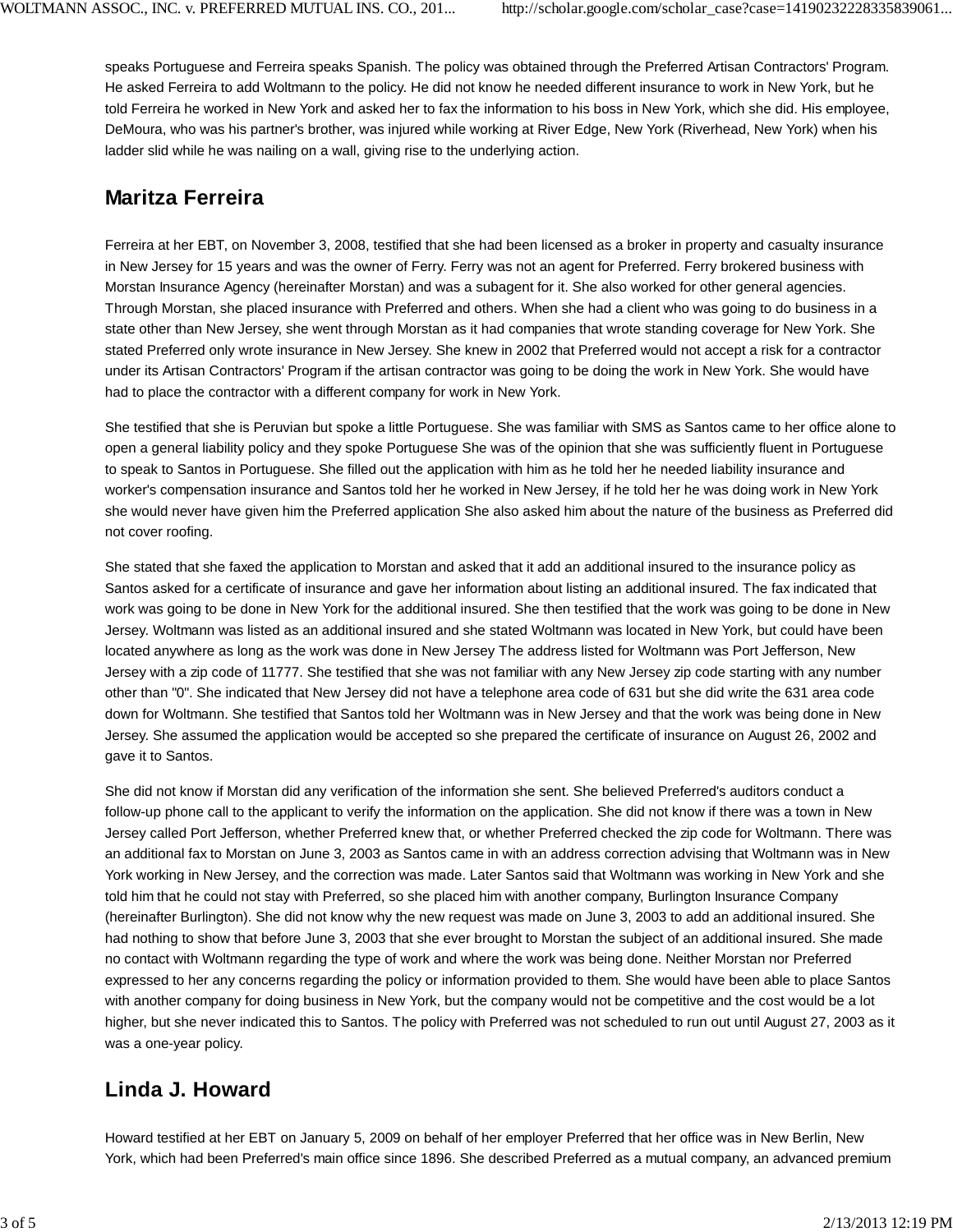speaks Portuguese and Ferreira speaks Spanish. The policy was obtained through the Preferred Artisan Contractors' Program. He asked Ferreira to add Woltmann to the policy. He did not know he needed different insurance to work in New York, but he told Ferreira he worked in New York and asked her to fax the information to his boss in New York, which she did. His employee, DeMoura, who was his partner's brother, was injured while working at River Edge, New York (Riverhead, New York) when his ladder slid while he was nailing on a wall, giving rise to the underlying action.

## Maritza Ferreira

Ferreira at her EBT, on November 3, 2008, testified that she had been licensed as a broker in property and casualty insurance in New Jersey for 15 years and was the owner of Ferry. Ferry was not an agent for Preferred. Ferry brokered business with Morstan Insurance Agency (hereinafter Morstan) and was a subagent for it. She also worked for other general agencies. Through Morstan, she placed insurance with Preferred and others. When she had a client who was going to do business in a state other than New Jersey, she went through Morstan as it had companies that wrote standing coverage for New York. She stated Preferred only wrote insurance in New Jersey. She knew in 2002 that Preferred would not accept a risk for a contractor under its Artisan Contractors' Program if the artisan contractor was going to be doing the work in New York. She would have had to place the contractor with a different company for work in New York.

She testified that she is Peruvian but spoke a little Portuguese. She was familiar with SMS as Santos came to her office alone to open a general liability policy and they spoke Portuguese She was of the opinion that she was sufficiently fluent in Portuguese to speak to Santos in Portuguese. She filled out the application with him as he told her he needed liability insurance and worker's compensation insurance and Santos told her he worked in New Jersey, if he told her he was doing work in New York she would never have given him the Preferred application She also asked him about the nature of the business as Preferred did not cover roofing.

She stated that she faxed the application to Morstan and asked that it add an additional insured to the insurance policy as Santos asked for a certificate of insurance and gave her information about listing an additional insured. The fax indicated that work was going to be done in New York for the additional insured. She then testified that the work was going to be done in New Jersey. Woltmann was listed as an additional insured and she stated Woltmann was located in New York, but could have been located anywhere as long as the work was done in New Jersey The address listed for Woltmann was Port Jefferson, New Jersey with a zip code of 11777. She testified that she was not familiar with any New Jersey zip code starting with any number other than "0". She indicated that New Jersey did not have a telephone area code of 631 but she did write the 631 area code down for Woltmann. She testified that Santos told her Woltmann was in New Jersey and that the work was being done in New Jersey. She assumed the application would be accepted so she prepared the certificate of insurance on August 26, 2002 and gave it to Santos.

She did not know if Morstan did any verification of the information she sent. She believed Preferred's auditors conduct a follow-up phone call to the applicant to verify the information on the application. She did not know if there was a town in New Jersey called Port Jefferson, whether Preferred knew that, or whether Preferred checked the zip code for Woltmann. There was an additional fax to Morstan on June 3, 2003 as Santos came in with an address correction advising that Woltmann was in New York working in New Jersey, and the correction was made. Later Santos said that Woltmann was working in New York and she told him that he could not stay with Preferred, so she placed him with another company, Burlington Insurance Company (hereinafter Burlington). She did not know why the new request was made on June 3, 2003 to add an additional insured. She had nothing to show that before June 3, 2003 that she ever brought to Morstan the subject of an additional insured. She made no contact with Woltmann regarding the type of work and where the work was being done. Neither Morstan nor Preferred expressed to her any concerns regarding the policy or information provided to them. She would have been able to place Santos with another company for doing business in New York, but the company would not be competitive and the cost would be a lot higher, but she never indicated this to Santos. The policy with Preferred was not scheduled to run out until August 27, 2003 as it was a one-year policy.

## Linda J. Howard

Howard testified at her EBT on January 5, 2009 on behalf of her employer Preferred that her office was in New Berlin, New York, which had been Preferred's main office since 1896. She described Preferred as a mutual company, an advanced premium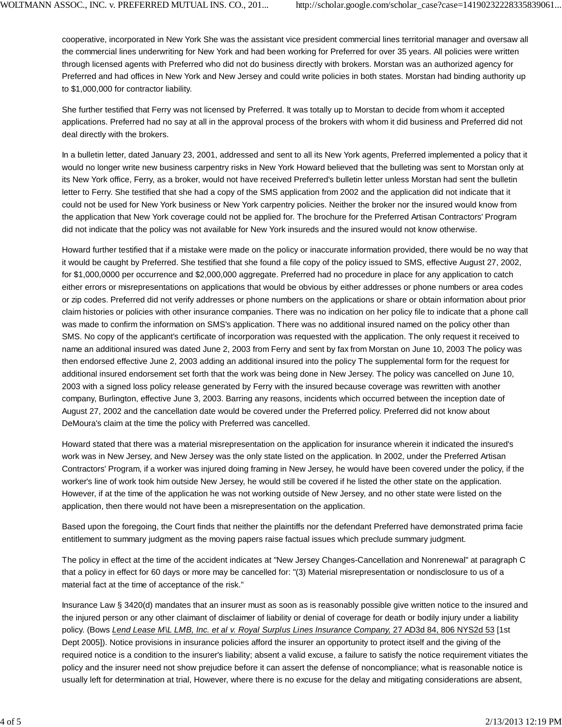cooperative, incorporated in New York She was the assistant vice president commercial lines territorial manager and oversaw all the commercial lines underwriting for New York and had been working for Preferred for over 35 years. All policies were written through licensed agents with Preferred who did not do business directly with brokers. Morstan was an authorized agency for Preferred and had offices in New York and New Jersey and could write policies in both states. Morstan had binding authority up to $1,000,000 for contractor liability.

She further testified that Ferry was not licensed by Preferred. It was totally up to Morstan to decide from whom it accepted applications. Preferred had no say at all in the approval process of the brokers with whom it did business and Preferred did not deal directly with the brokers.

In a bulletin letter, dated January 23, 2001, addressed and sent to all its New York agents, Preferred implemented a policy that it would no longer write new business carpentry risks in New York Howard believed that the bulleting was sent to Morstan only at its New York office, Ferry, as a broker, would not have received Preferred's bulletin letter unless Morstan had sent the bulletin letter to Ferry. She testified that she had a copy of the SMS application from 2002 and the application did not indicate that it could not be used for New York business or New York carpentry policies. Neither the broker nor the insured would know from the application that New York coverage could not be applied for. The brochure for the Preferred Artisan Contractors' Program did not indicate that the policy was not available for New York insureds and the insured would not know otherwise.

Howard further testified that if a mistake were made on the policy or inaccurate information provided, there would be no way that it would be caught by Preferred. She testified that she found a file copy of the policy issued to SMS, effective August 27, 2002, for $1,000,0000 per occurrence and $2,000,000 aggregate. Preferred had no procedure in place for any application to catch either errors or misrepresentations on applications that would be obvious by either addresses or phone numbers or area codes or zip codes. Preferred did not verify addresses or phone numbers on the applications or share or obtain information about prior claim histories or policies with other insurance companies. There was no indication on her policy file to indicate that a phone call was made to confirm the information on SMS's application. There was no additional insured named on the policy other than SMS. No copy of the applicant's certificate of incorporation was requested with the application. The only request it received to name an additional insured was dated June 2, 2003 from Ferry and sent by fax from Morstan on June 10, 2003 The policy was then endorsed effective June 2, 2003 adding an additional insured into the policy The supplemental form for the request for additional insured endorsement set forth that the work was being done in New Jersey. The policy was cancelled on June 10, 2003 with a signed loss policy release generated by Ferry with the insured because coverage was rewritten with another company, Burlington, effective June 3, 2003. Barring any reasons, incidents which occurred between the inception date of August 27, 2002 and the cancellation date would be covered under the Preferred policy. Preferred did not know about DeMoura's claim at the time the policy with Preferred was cancelled.

Howard stated that there was a material misrepresentation on the application for insurance wherein it indicated the insured's work was in New Jersey, and New Jersey was the only state listed on the application. In 2002, under the Preferred Artisan Contractors' Program, if a worker was injured doing framing in New Jersey, he would have been covered under the policy, if the worker's line of work took him outside New Jersey, he would still be covered if he listed the other state on the application. However, if at the time of the application he was not working outside of New Jersey, and no other state were listed on the application, then there would not have been a misrepresentation on the application.

Based upon the foregoing, the Court finds that neither the plaintiffs nor the defendant Preferred have demonstrated prima facie entitlement to summary judgment as the moving papers raise factual issues which preclude summary judgment.

The policy in effect at the time of the accident indicates at "New Jersey Changes-Cancellation and Nonrenewal" at paragraph C that a policy in effect for 60 days or more may be cancelled for: "(3) Material misrepresentation or nondisclosure to us of a material fact at the time of acceptance of the risk."

Insurance Law § 3420(d) mandates that an insurer must as soon as is reasonably possible give written notice to the insured and the injured person or any other claimant of disclaimer of liability or denial of coverage for death or bodily injury under a liability policy. (Bows *Lend Lease M\L LMB, Inc. et al v. Royal Surplus Lines Insurance Company,* 27 AD3d 84, 806 NYS2d 53 [1st Dept 2005]). Notice provisions in insurance policies afford the insurer an opportunity to protect itself and the giving of the required notice is a condition to the insurer's liability; absent a valid excuse, a failure to satisfy the notice requirement vitiates the policy and the insurer need not show prejudice before it can assert the defense of noncompliance; what is reasonable notice is usually left for determination at trial, However, where there is no excuse for the delay and mitigating considerations are absent,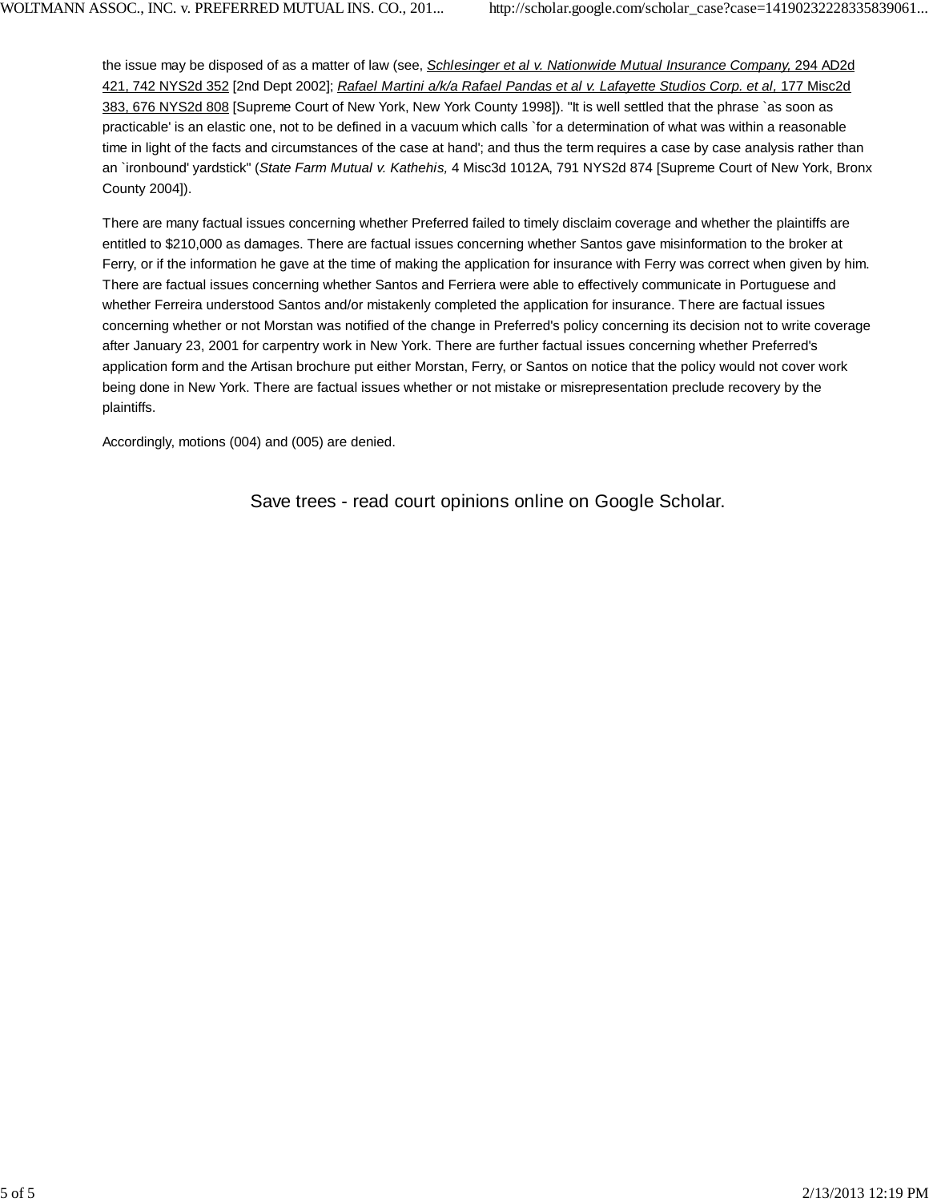the issue may be disposed of as a matter of law (see, *Schlesinger et al v. Nationwide Mutual Insurance Company,* 294 AD2d 421, 742 NYS2d 352 [2nd Dept 2002]; *Rafael Martini a/k/a Rafael Pandas et al v. Lafayette Studios Corp. et al,* 177 Misc2d 383, 676 NYS2d 808 [Supreme Court of New York, New York County 1998]). "It is well settled that the phrase `as soon as practicable' is an elastic one, not to be defined in a vacuum which calls `for a determination of what was within a reasonable time in light of the facts and circumstances of the case at hand'; and thus the term requires a case by case analysis rather than an `ironbound' yardstick" (*State Farm Mutual v. Kathehis,* 4 Misc3d 1012A, 791 NYS2d 874 [Supreme Court of New York, Bronx County 2004]).

There are many factual issues concerning whether Preferred failed to timely disclaim coverage and whether the plaintiffs are entitled to $210,000 as damages. There are factual issues concerning whether Santos gave misinformation to the broker at Ferry, or if the information he gave at the time of making the application for insurance with Ferry was correct when given by him. There are factual issues concerning whether Santos and Ferriera were able to effectively communicate in Portuguese and whether Ferreira understood Santos and/or mistakenly completed the application for insurance. There are factual issues concerning whether or not Morstan was notified of the change in Preferred's policy concerning its decision not to write coverage after January 23, 2001 for carpentry work in New York. There are further factual issues concerning whether Preferred's application form and the Artisan brochure put either Morstan, Ferry, or Santos on notice that the policy would not cover work being done in New York. There are factual issues whether or not mistake or misrepresentation preclude recovery by the plaintiffs.

Accordingly, motions (004) and (005) are denied.

Save trees - read court opinions online on Google Scholar.